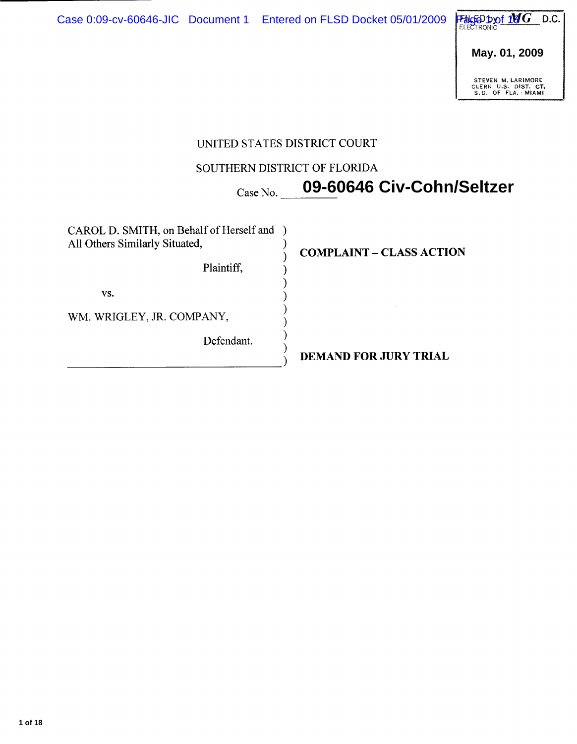FILED by MG D.C.
ELECTRONIC

May. 01, 2009

STEVEN M. LARIMORE
CLERK U.S. DIST. CT.
S.D. OF FLA. - MIAMI

UNITED STATES DISTRICT COURT

SOUTHERN DISTRICT OF FLORIDA

Case No. 09-60646 Civ-Cohn/Seltzer

| | |
|---|---|
| CAROL D. SMITH, on Behalf of Herself and All Others Similarly Situated,<br><br>Plaintiff,<br><br>vs.<br><br>WM. WRIGLEY, JR. COMPANY,<br><br>Defendant. | **COMPLAINT – CLASS ACTION**<br><br>**DEMAND FOR JURY TRIAL** |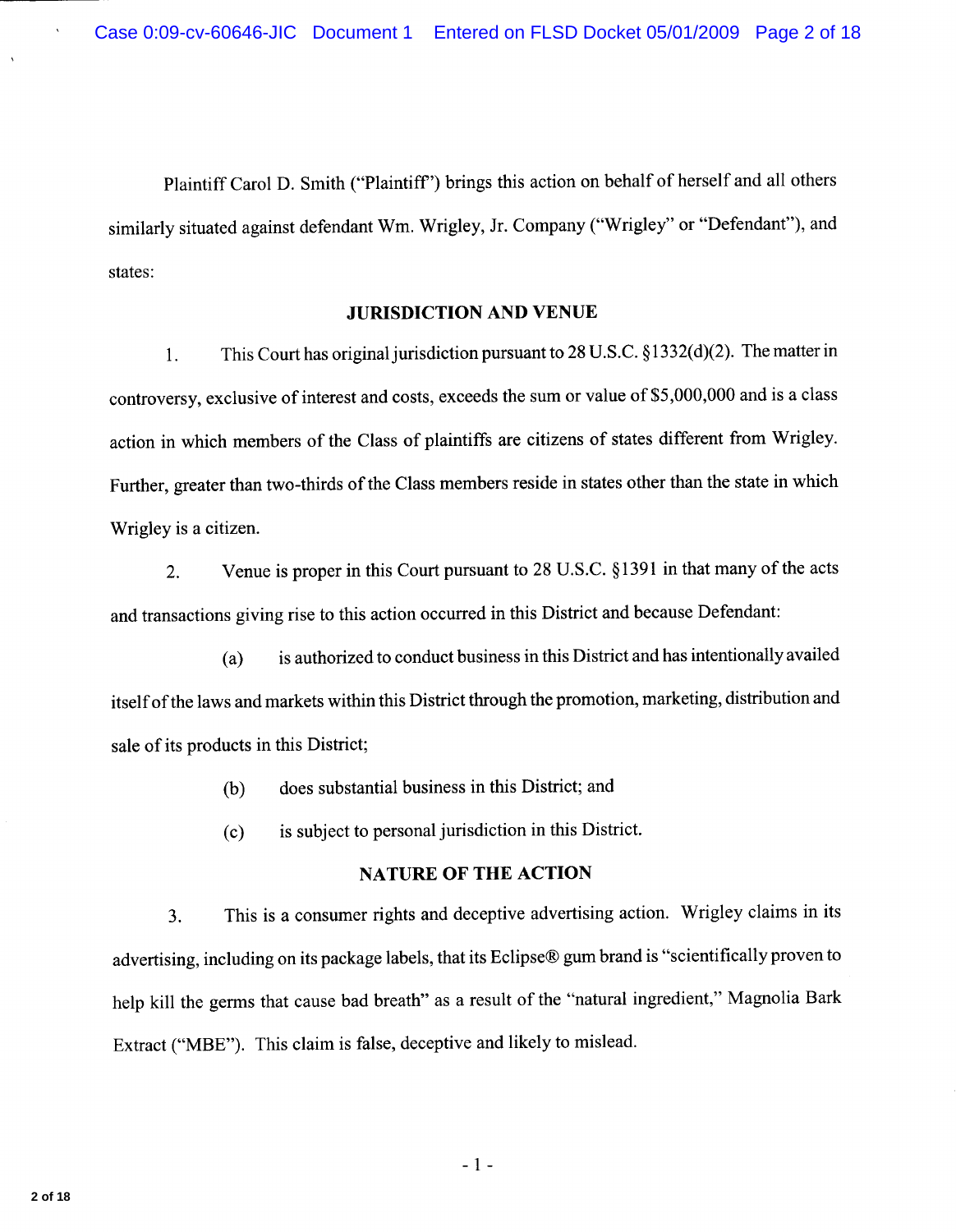Plaintiff Carol D. Smith ("Plaintiff") brings this action on behalf of herself and all others similarly situated against defendant Wm. Wrigley, Jr. Company ("Wrigley" or "Defendant"), and states:

## JURISDICTION AND VENUE

1. This Court has original jurisdiction pursuant to 28 U.S.C. §1332(d)(2). The matter in controversy, exclusive of interest and costs, exceeds the sum or value of $5,000,000 and is a class action in which members of the Class of plaintiffs are citizens of states different from Wrigley. Further, greater than two-thirds of the Class members reside in states other than the state in which Wrigley is a citizen.

2. Venue is proper in this Court pursuant to 28 U.S.C. §1391 in that many of the acts and transactions giving rise to this action occurred in this District and because Defendant:

   (a) is authorized to conduct business in this District and has intentionally availed itself of the laws and markets within this District through the promotion, marketing, distribution and sale of its products in this District;

   (b) does substantial business in this District; and

   (c) is subject to personal jurisdiction in this District.

## NATURE OF THE ACTION

3. This is a consumer rights and deceptive advertising action. Wrigley claims in its advertising, including on its package labels, that its Eclipse® gum brand is "scientifically proven to help kill the germs that cause bad breath" as a result of the "natural ingredient," Magnolia Bark Extract ("MBE"). This claim is false, deceptive and likely to mislead.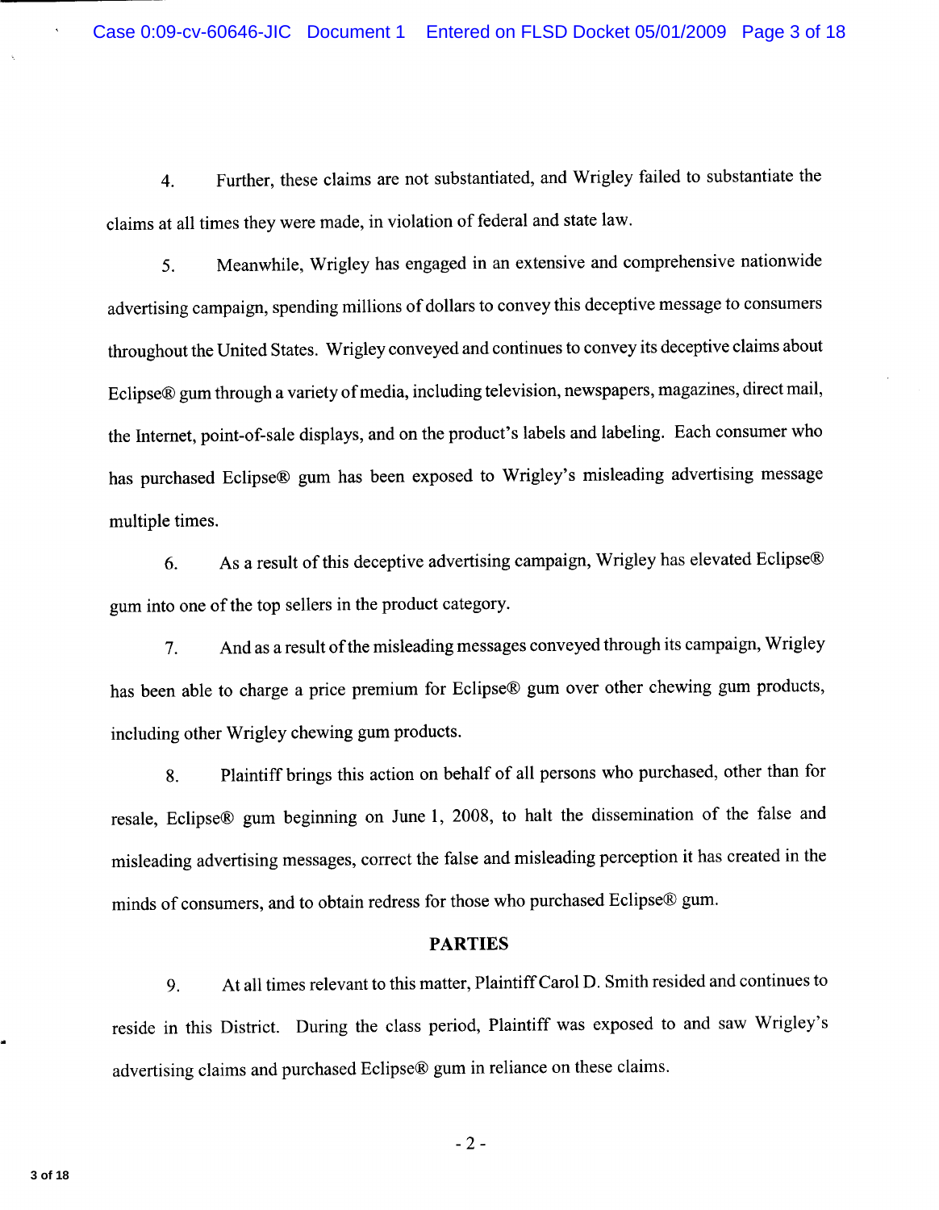4. Further, these claims are not substantiated, and Wrigley failed to substantiate the claims at all times they were made, in violation of federal and state law.

5. Meanwhile, Wrigley has engaged in an extensive and comprehensive nationwide advertising campaign, spending millions of dollars to convey this deceptive message to consumers throughout the United States. Wrigley conveyed and continues to convey its deceptive claims about Eclipse® gum through a variety of media, including television, newspapers, magazines, direct mail, the Internet, point-of-sale displays, and on the product's labels and labeling. Each consumer who has purchased Eclipse® gum has been exposed to Wrigley's misleading advertising message multiple times.

6. As a result of this deceptive advertising campaign, Wrigley has elevated Eclipse® gum into one of the top sellers in the product category.

7. And as a result of the misleading messages conveyed through its campaign, Wrigley has able to charge a price premium for Eclipse® gum over other chewing gum products, including other Wrigley chewing gum products.

8. Plaintiff brings this action on behalf of all persons who purchased, other than for resale, Eclipse® gum beginning on June 1, 2008, to halt the dissemination of the false and misleading advertising messages, correct the false and misleading perception it has created in the minds of consumers, and to obtain redress for those who purchased Eclipse® gum.

**PARTIES**

9. At all times relevant to this matter, Plaintiff Carol D. Smith resided and continues to reside in this District. During the class period, Plaintiff was exposed to and saw Wrigley's advertising claims and purchased Eclipse® gum in reliance on these claims.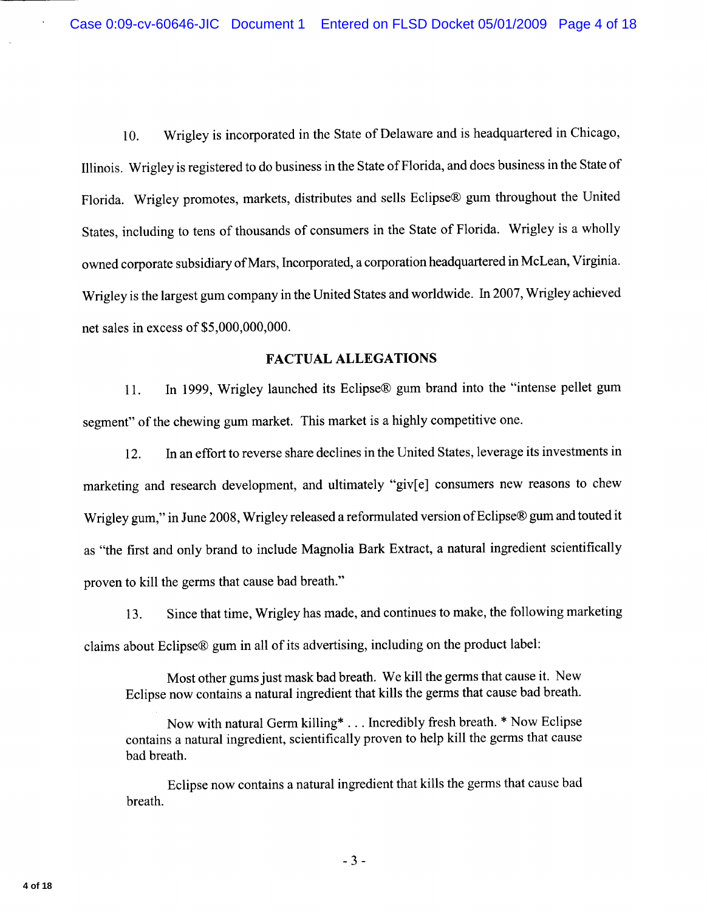10. Wrigley is incorporated in the State of Delaware and is headquartered in Chicago, Illinois. Wrigley is registered to do business in the State of Florida, and does business in the State of Florida. Wrigley promotes, markets, distributes and sells Eclipse® gum throughout the United States, including to tens of thousands of consumers in the State of Florida. Wrigley is a wholly owned corporate subsidiary of Mars, Incorporated, a corporation headquartered in McLean, Virginia. Wrigley is the largest gum company in the United States and worldwide. In 2007, Wrigley achieved net sales in excess of $5,000,000,000.

## FACTUAL ALLEGATIONS

11. In 1999, Wrigley launched its Eclipse® gum brand into the "intense pellet gum segment" of the chewing gum market. This market is a highly competitive one.

12. In an effort to reverse share declines in the United States, leverage its investments in marketing and research development, and ultimately "giv[e] consumers new reasons to chew Wrigley gum," in June 2008, Wrigley released a reformulated version of Eclipse® gum and touted it as "the first and only brand to include Magnolia Bark Extract, a natural ingredient scientifically proven to kill the germs that cause bad breath."

13. Since that time, Wrigley has made, and continues to make, the following marketing claims about Eclipse® gum in all of its advertising, including on the product label:

> Most other gums just mask bad breath. We kill the germs that cause it. New Eclipse now contains a natural ingredient that kills the germs that cause bad breath.
>
> Now with natural Germ killing* . . . Incredibly fresh breath. * Now Eclipse contains a natural ingredient, scientifically proven to help kill the germs that cause bad breath.
>
> Eclipse now contains a natural ingredient that kills the germs that cause bad breath.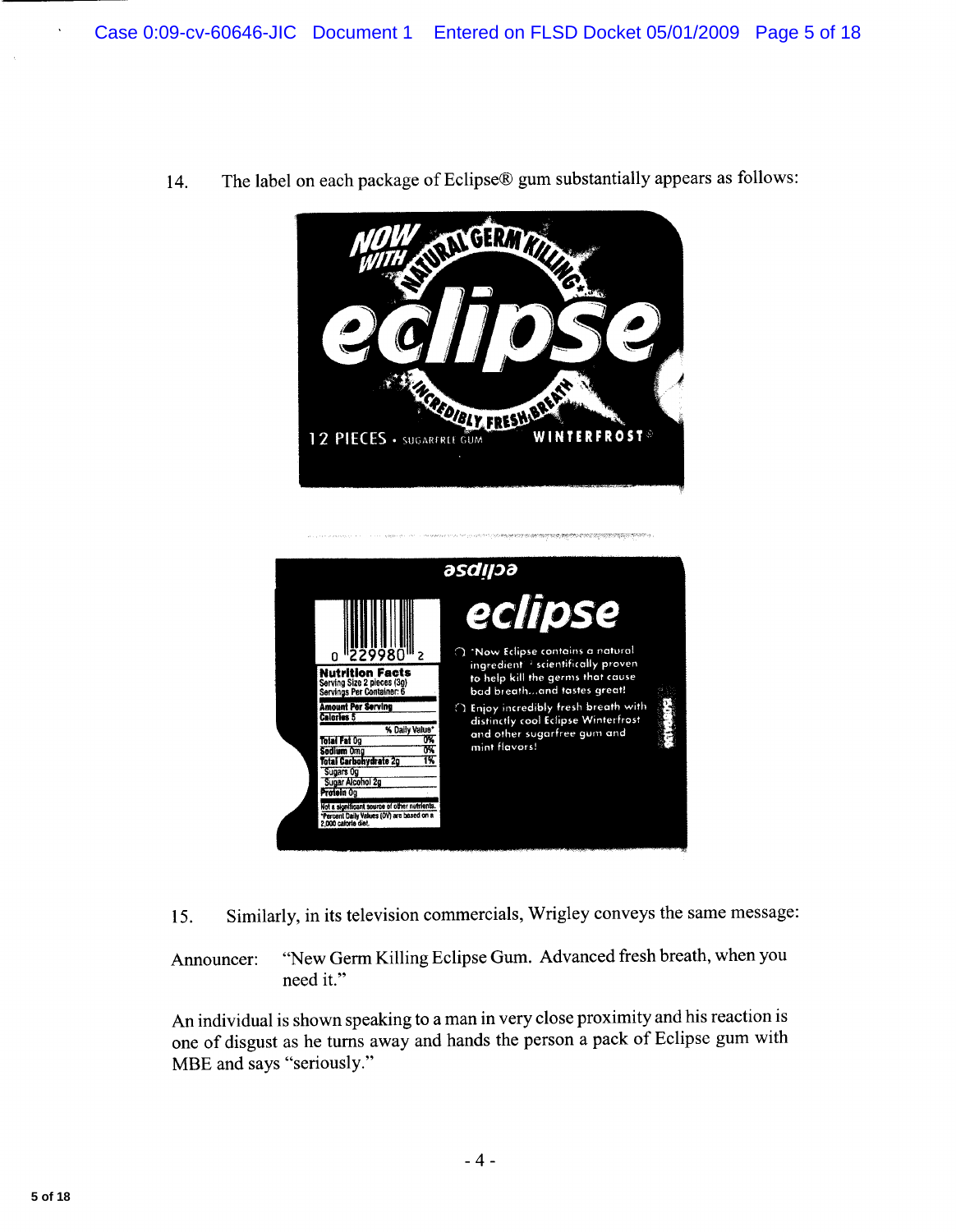14. The label on each package of Eclipse® gum substantially appears as follows:

NOW WITH NATURAL GERM KILLING*

eclipse

INCREDIBLY FRESH BREATH

12 PIECES • SUGARFREE GUM WINTERFROST®

eclipse

0 229980 2

**Nutrition Facts**
Serving Size 2 pieces (3g)
Servings Per Container: 6

| Amount Per Serving | |
|---|---|
| Calories 5 | |
| | % Daily Value* |
| Total Fat 0g | 0% |
| Sodium 0mg | 0% |
| Total Carbohydrate 2g | 1% |
| Sugars 0g | |
| Sugar Alcohol 2g | |
| Protein 0g | |

Not a significant source of other nutrients.
*Percent Daily Values (DV) are based on a 2,000 calorie diet.

- *Now Eclipse contains a natural ingredient scientifically proven to help kill the germs that cause bad breath...and tastes great!
- Enjoy incredibly fresh breath with distinctly cool Eclipse Winterfrost and other sugarfree gum and mint flavors!

15. Similarly, in its television commercials, Wrigley conveys the same message:

Announcer: "New Germ Killing Eclipse Gum. Advanced fresh breath, when you need it."

An individual is shown speaking to a man in very close proximity and his reaction is one of disgust as he turns away and hands the person a pack of Eclipse gum with MBE and says "seriously."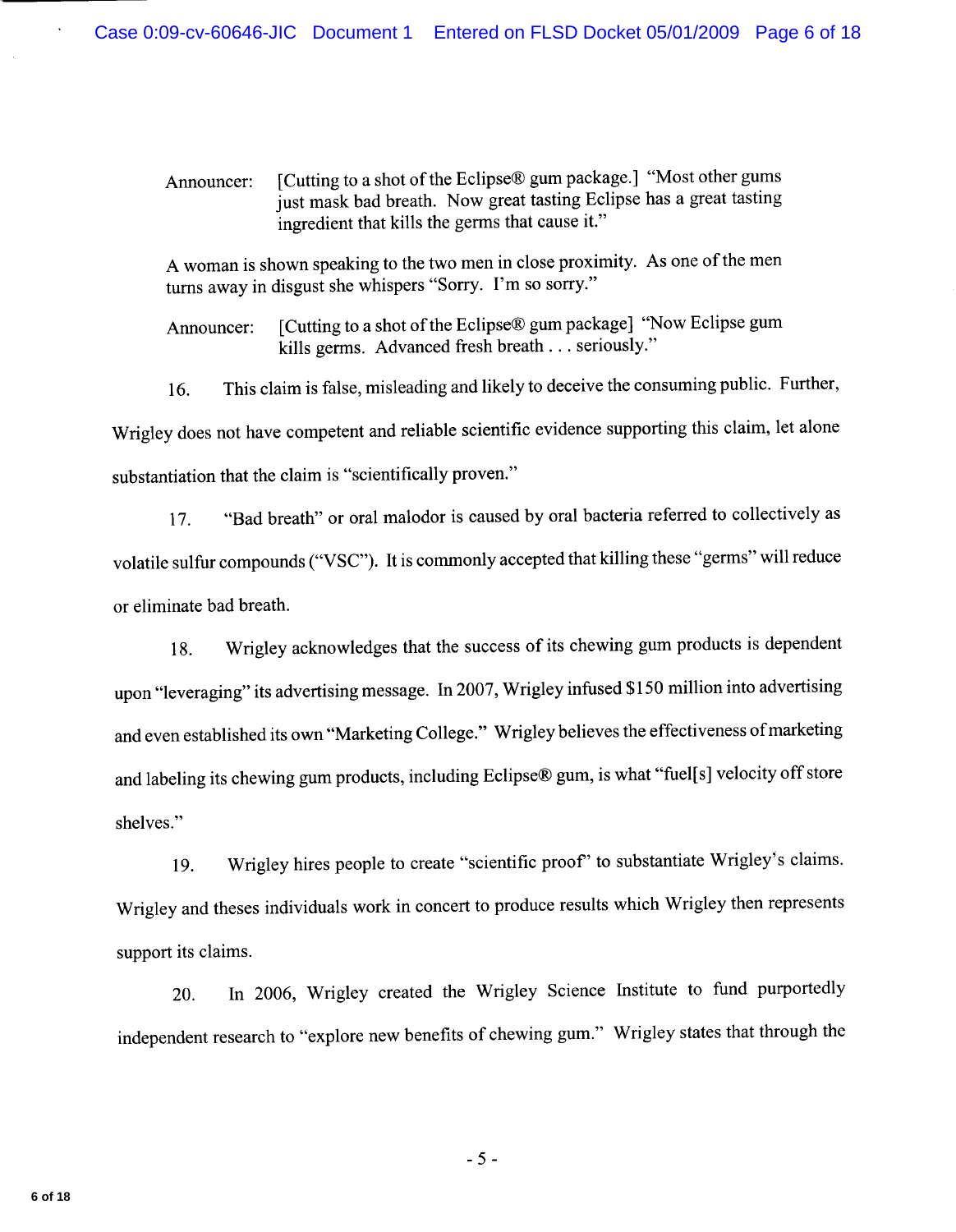Announcer: [Cutting to a shot of the Eclipse® gum package.] "Most other gums just mask bad breath. Now great tasting Eclipse has a great tasting ingredient that kills the germs that cause it."

A woman is shown speaking to the two men in close proximity. As one of the men turns away in disgust she whispers "Sorry. I'm so sorry."

Announcer: [Cutting to a shot of the Eclipse® gum package] "Now Eclipse gum kills germs. Advanced fresh breath . . . seriously."

16. This claim is false, misleading and likely to deceive the consuming public. Further, Wrigley does not have competent and reliable scientific evidence supporting this claim, let alone substantiation that the claim is "scientifically proven."

17. "Bad breath" or oral malodor is caused by oral bacteria referred to collectively as volatile sulfur compounds ("VSC"). It is commonly accepted that killing these "germs" will reduce or eliminate bad breath.

18. Wrigley acknowledges that the success of its chewing gum products is dependent upon "leveraging" its advertising message. In 2007, Wrigley infused $150 million into advertising and even established its own "Marketing College." Wrigley believes the effectiveness of marketing and labeling its chewing gum products, including Eclipse® gum, is what "fuel[s] velocity off store shelves."

19. Wrigley hires people to create "scientific proof" to substantiate Wrigley's claims. Wrigley and theses individuals work in concert to produce results which Wrigley then represents support its claims.

20. In 2006, Wrigley created the Wrigley Science Institute to fund purportedly independent research to "explore new benefits of chewing gum." Wrigley states that through the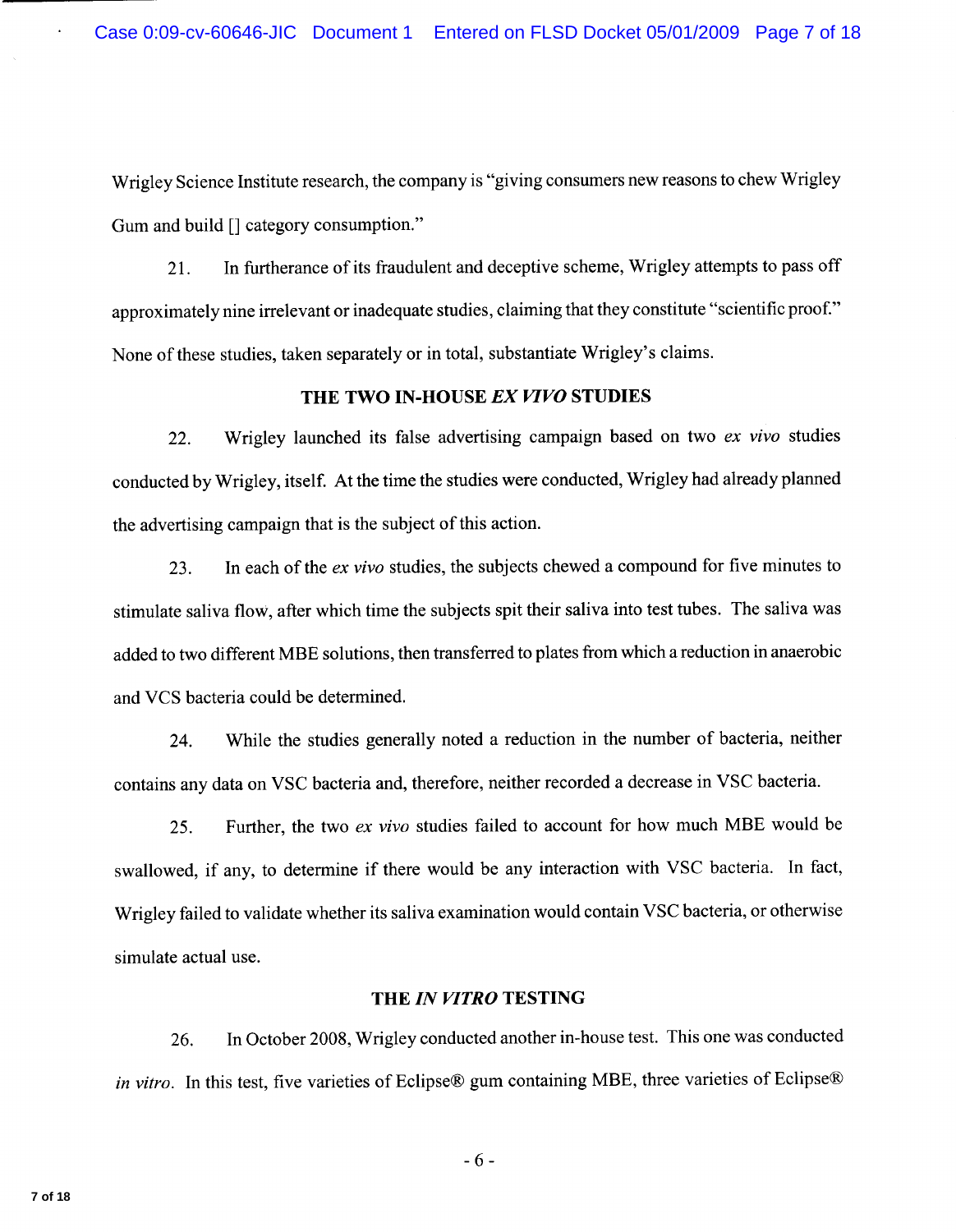Wrigley Science Institute research, the company is "giving consumers new reasons to chew Wrigley Gum and build [] category consumption."

21. In furtherance of its fraudulent and deceptive scheme, Wrigley attempts to pass off approximately nine irrelevant or inadequate studies, claiming that they constitute "scientific proof." None of these studies, taken separately or in total, substantiate Wrigley's claims.

## THE TWO IN-HOUSE *EX VIVO* STUDIES

22. Wrigley launched its false advertising campaign based on two *ex vivo* studies conducted by Wrigley, itself. At the time the studies were conducted, Wrigley had already planned the advertising campaign that is the subject of this action.

23. In each of the *ex vivo* studies, the subjects chewed a compound for five minutes to stimulate saliva flow, after which time the subjects spit their saliva into test tubes. The saliva was added to two different MBE solutions, then transferred to plates from which a reduction in anaerobic and VCS bacteria could be determined.

24. While the studies generally noted a reduction in the number of bacteria, neither contains any data on VSC bacteria and, therefore, neither recorded a decrease in VSC bacteria.

25. Further, the two *ex vivo* studies failed to account for how much MBE would be swallowed, if any, to determine if there would be any interaction with VSC bacteria. In fact, Wrigley failed to validate whether its saliva examination would contain VSC bacteria, or otherwise simulate actual use.

## THE *IN VITRO* TESTING

26. In October 2008, Wrigley conducted another in-house test. This one was conducted *in vitro*. In this test, five varieties of Eclipse® gum containing MBE, three varieties of Eclipse®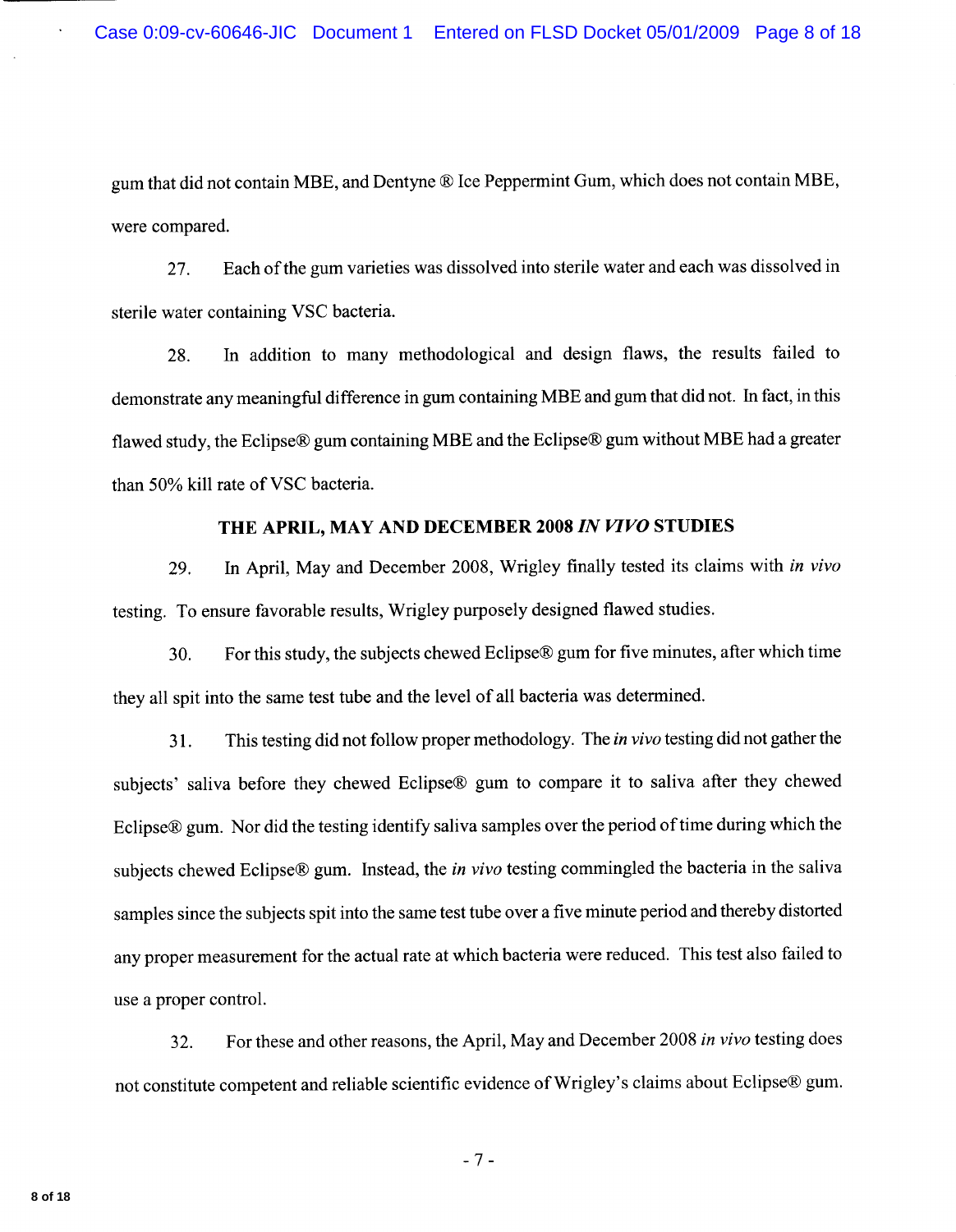gum that did not contain MBE, and Dentyne ® Ice Peppermint Gum, which does not contain MBE, were compared.

27. Each of the gum varieties was dissolved into sterile water and each was dissolved in sterile water containing VSC bacteria.

28. In addition to many methodological and design flaws, the results failed to demonstrate any meaningful difference in gum containing MBE and gum that did not. In fact, in this flawed study, the Eclipse® gum containing MBE and the Eclipse® gum without MBE had a greater than 50% kill rate of VSC bacteria.

**THE APRIL, MAY AND DECEMBER 2008 *IN VIVO* STUDIES**

29. In April, May and December 2008, Wrigley finally tested its claims with *in vivo* testing. To ensure favorable results, Wrigley purposely designed flawed studies.

30. For this study, the subjects chewed Eclipse® gum for five minutes, after which time they all spit into the same test tube and the level of all bacteria was determined.

31. This testing did not follow proper methodology. The *in vivo* testing did not gather the subjects' saliva before they chewed Eclipse® gum to compare it to saliva after they chewed Eclipse® gum. Nor did the testing identify saliva samples over the period of time during which the subjects chewed Eclipse® gum. Instead, the *in vivo* testing commingled the bacteria in the saliva samples since the subjects spit into the same test tube over a five minute period and thereby distorted any proper measurement for the actual rate at which bacteria were reduced. This test also failed to use a proper control.

32. For these and other reasons, the April, May and December 2008 *in vivo* testing does not constitute competent and reliable scientific evidence of Wrigley's claims about Eclipse® gum.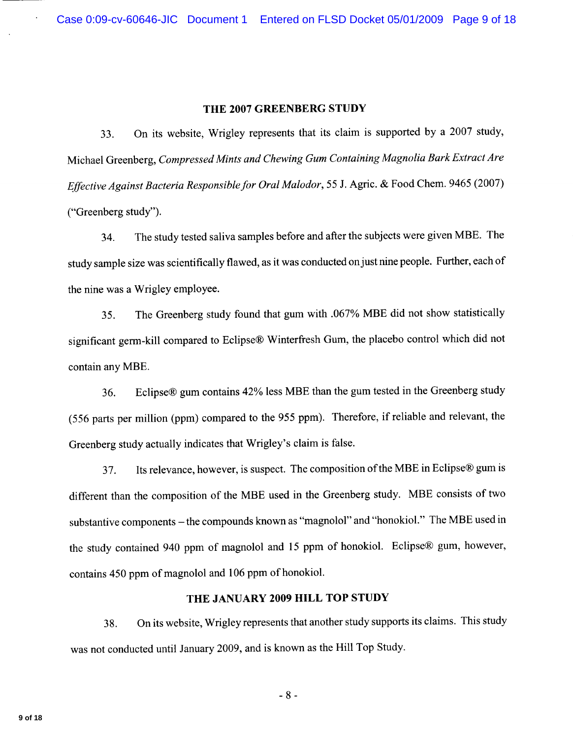## THE 2007 GREENBERG STUDY

33. On its website, Wrigley represents that its claim is supported by a 2007 study, Michael Greenberg, *Compressed Mints and Chewing Gum Containing Magnolia Bark Extract Are Effective Against Bacteria Responsible for Oral Malodor*, 55 J. Agric. & Food Chem. 9465 (2007) ("Greenberg study").

34. The study tested saliva samples before and after the subjects were given MBE. The study sample size was scientifically flawed, as it was conducted on just nine people. Further, each of the nine was a Wrigley employee.

35. The Greenberg study found that gum with .067% MBE did not show statistically significant germ-kill compared to Eclipse® Winterfresh Gum, the placebo control which did not contain any MBE.

36. Eclipse® gum contains 42% less MBE than the gum tested in the Greenberg study (556 parts per million (ppm) compared to the 955 ppm). Therefore, if reliable and relevant, the Greenberg study actually indicates that Wrigley's claim is false.

37. Its relevance, however, is suspect. The composition of the MBE in Eclipse® gum is different than the composition of the MBE used in the Greenberg study. MBE consists of two substantive components – the compounds known as "magnolol" and "honokiol." The MBE used in the study contained 940 ppm of magnolol and 15 ppm of honokiol. Eclipse® gum, however, contains 450 ppm of magnolol and 106 ppm of honokiol.

## THE JANUARY 2009 HILL TOP STUDY

38. On its website, Wrigley represents that another study supports its claims. This study was not conducted until January 2009, and is known as the Hill Top Study.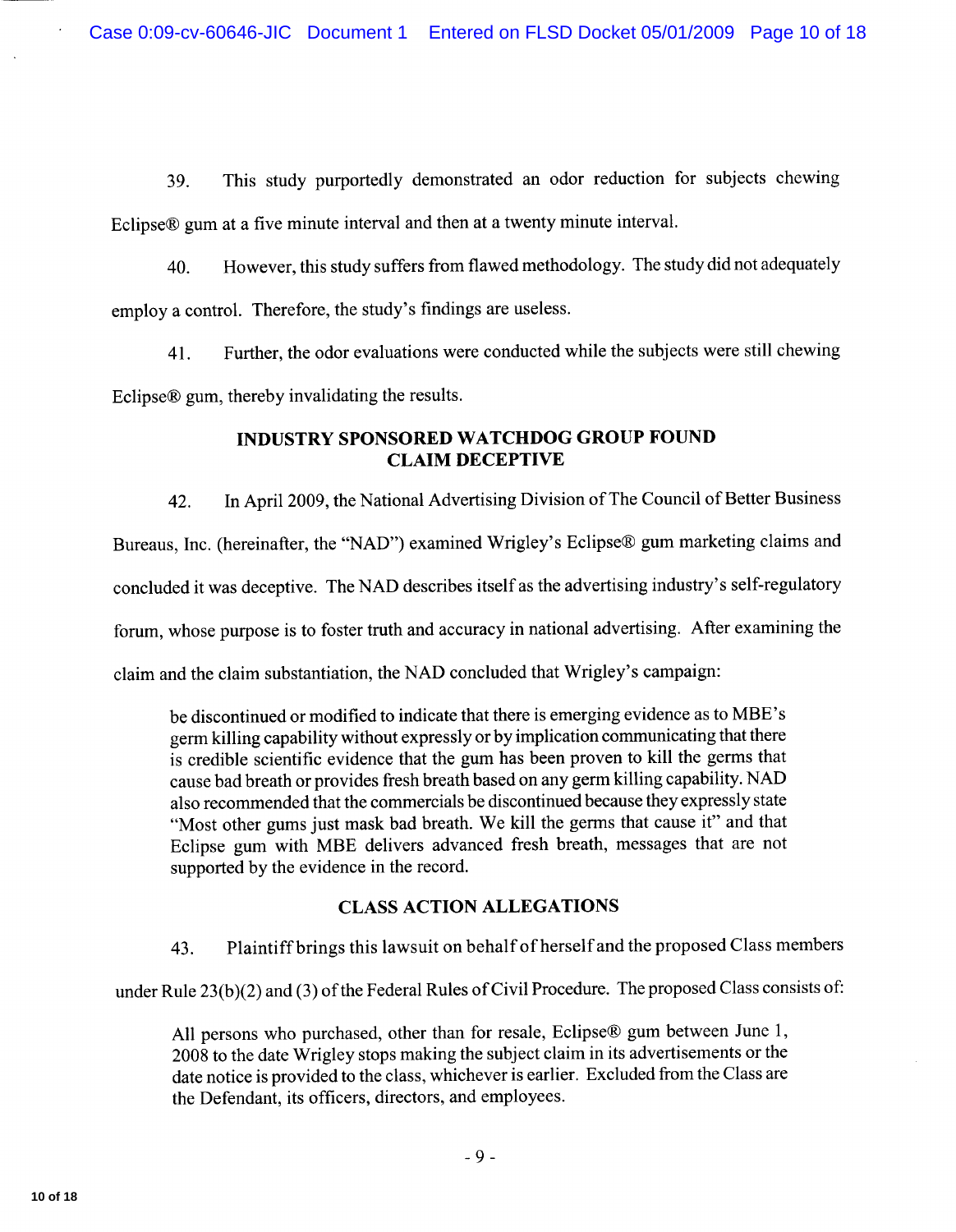39. This study purportedly demonstrated an odor reduction for subjects chewing Eclipse® gum at a five minute interval and then at a twenty minute interval.

40. However, this study suffers from flawed methodology. The study did not adequately employ a control. Therefore, the study's findings are useless.

41. Further, the odor evaluations were conducted while the subjects were still chewing Eclipse® gum, thereby invalidating the results.

## INDUSTRY SPONSORED WATCHDOG GROUP FOUND CLAIM DECEPTIVE

42. In April 2009, the National Advertising Division of The Council of Better Business Bureaus, Inc. (hereinafter, the "NAD") examined Wrigley's Eclipse® gum marketing claims and concluded it was deceptive. The NAD describes itself as the advertising industry's self-regulatory forum, whose purpose is to foster truth and accuracy in national advertising. After examining the claim and the claim substantiation, the NAD concluded that Wrigley's campaign:

> be discontinued or modified to indicate that there is emerging evidence as to MBE's germ killing capability without expressly or by implication communicating that there is credible scientific evidence that the gum has been proven to kill the germs that cause bad breath or provides fresh breath based on any germ killing capability. NAD also recommended that the commercials be discontinued because they expressly state "Most other gums just mask bad breath. We kill the germs that cause it" and that Eclipse gum with MBE delivers advanced fresh breath, messages that are not supported by the evidence in the record.

## CLASS ACTION ALLEGATIONS

43. Plaintiff brings this lawsuit on behalf of herself and the proposed Class members under Rule 23(b)(2) and (3) of the Federal Rules of Civil Procedure. The proposed Class consists of:

> All persons who purchased, other than for resale, Eclipse® gum between June 1, 2008 to the date Wrigley stops making the subject claim in its advertisements or the date notice is provided to the class, whichever is earlier. Excluded from the Class are the Defendant, its officers, directors, and employees.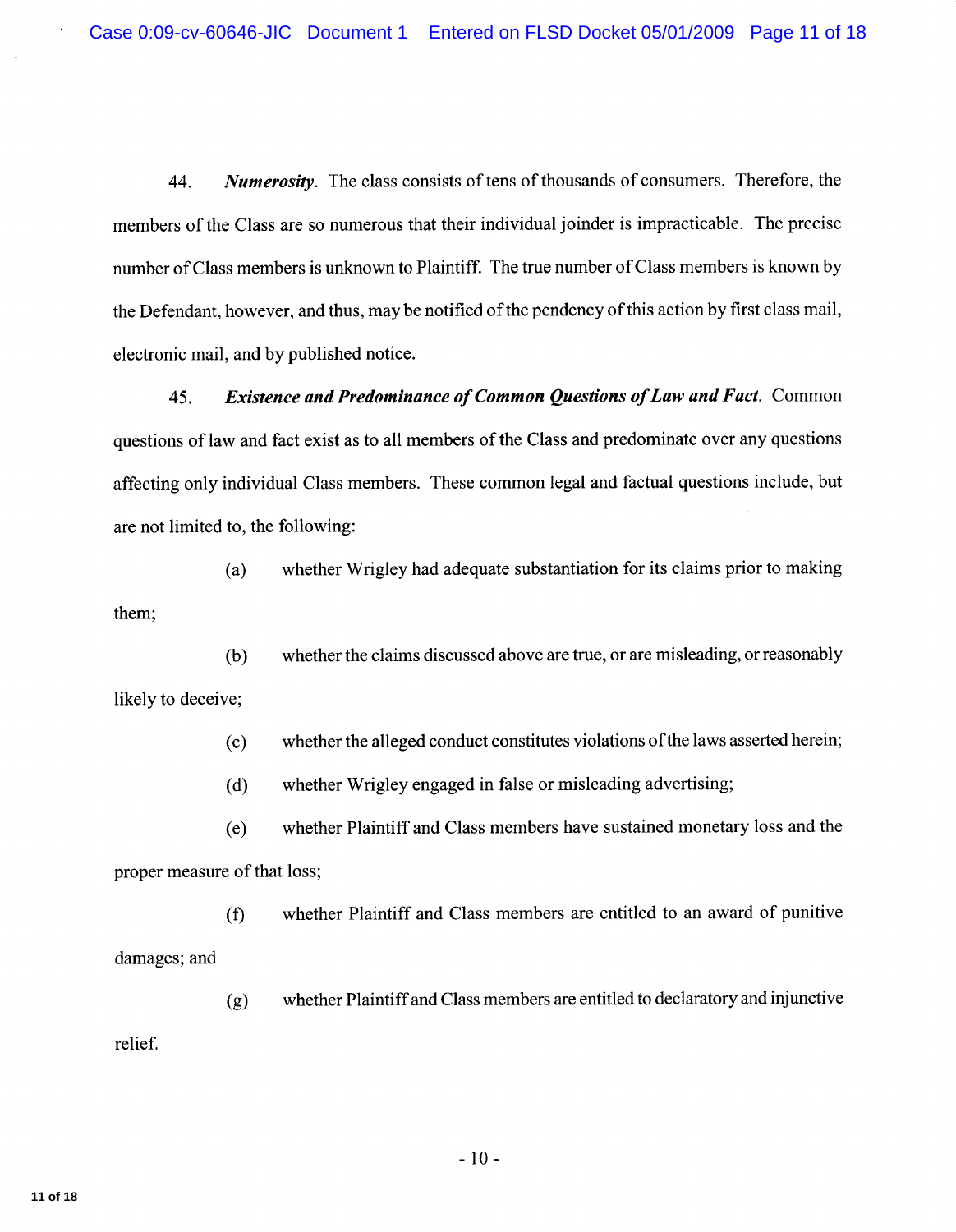44. ***Numerosity***. The class consists of tens of thousands of consumers. Therefore, the members of the Class are so numerous that their individual joinder is impracticable. The precise number of Class members is unknown to Plaintiff. The true number of Class members is known by the Defendant, however, and thus, may be notified of the pendency of this action by first class mail, electronic mail, and by published notice.

45. ***Existence and Predominance of Common Questions of Law and Fact***. Common questions of law and fact exist as to all members of the Class and predominate over any questions affecting only individual Class members. These common legal and factual questions include, but are not limited to, the following:

(a) whether Wrigley had adequate substantiation for its claims prior to making them;

(b) whether the claims discussed above are true, or are misleading, or reasonably likely to deceive;

(c) whether the alleged conduct constitutes violations of the laws asserted herein;

(d) whether Wrigley engaged in false or misleading advertising;

(e) whether Plaintiff and Class members have sustained monetary loss and the proper measure of that loss;

(f) whether Plaintiff and Class members are entitled to an award of punitive damages; and

(g) whether Plaintiff and Class members are entitled to declaratory and injunctive relief.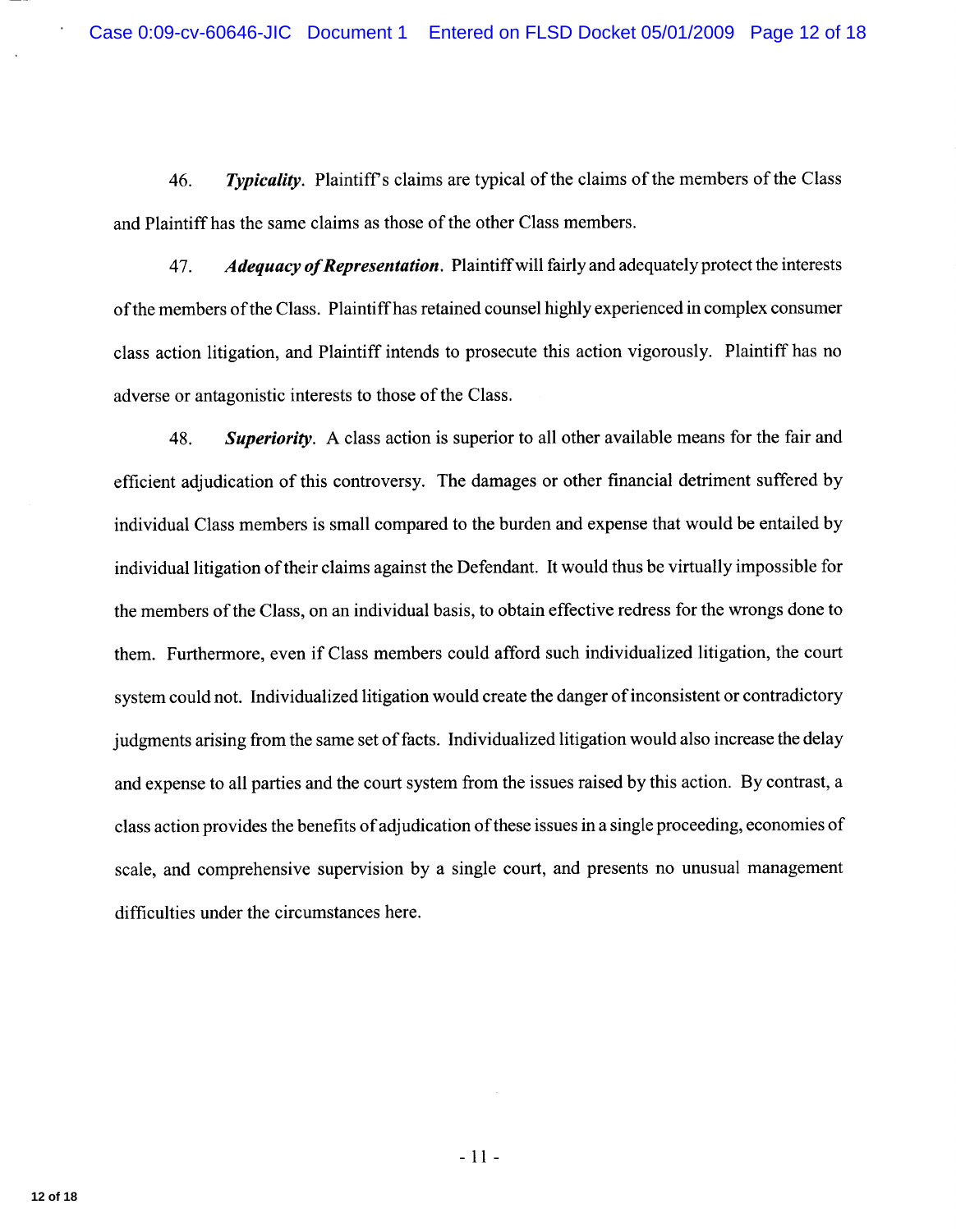46. ***Typicality***. Plaintiff's claims are typical of the claims of the members of the Class and Plaintiff has the same claims as those of the other Class members.

47. ***Adequacy of Representation***. Plaintiff will fairly and adequately protect the interests of the members of the Class. Plaintiff has retained counsel highly experienced in complex consumer class action litigation, and Plaintiff intends to prosecute this action vigorously. Plaintiff has no adverse or antagonistic interests to those of the Class.

48. ***Superiority***. A class action is superior to all other available means for the fair and efficient adjudication of this controversy. The damages or other financial detriment suffered by individual Class members is small compared to the burden and expense that would be entailed by individual litigation of their claims against the Defendant. It would thus be virtually impossible for the members of the Class, on an individual basis, to obtain effective redress for the wrongs done to them. Furthermore, even if Class members could afford such individualized litigation, the court system could not. Individualized litigation would create the danger of inconsistent or contradictory judgments arising from the same set of facts. Individualized litigation would also increase the delay and expense to all parties and the court system from the issues raised by this action. By contrast, a class action provides the benefits of adjudication of these issues in a single proceeding, economies of scale, and comprehensive supervision by a single court, and presents no unusual management difficulties under the circumstances here.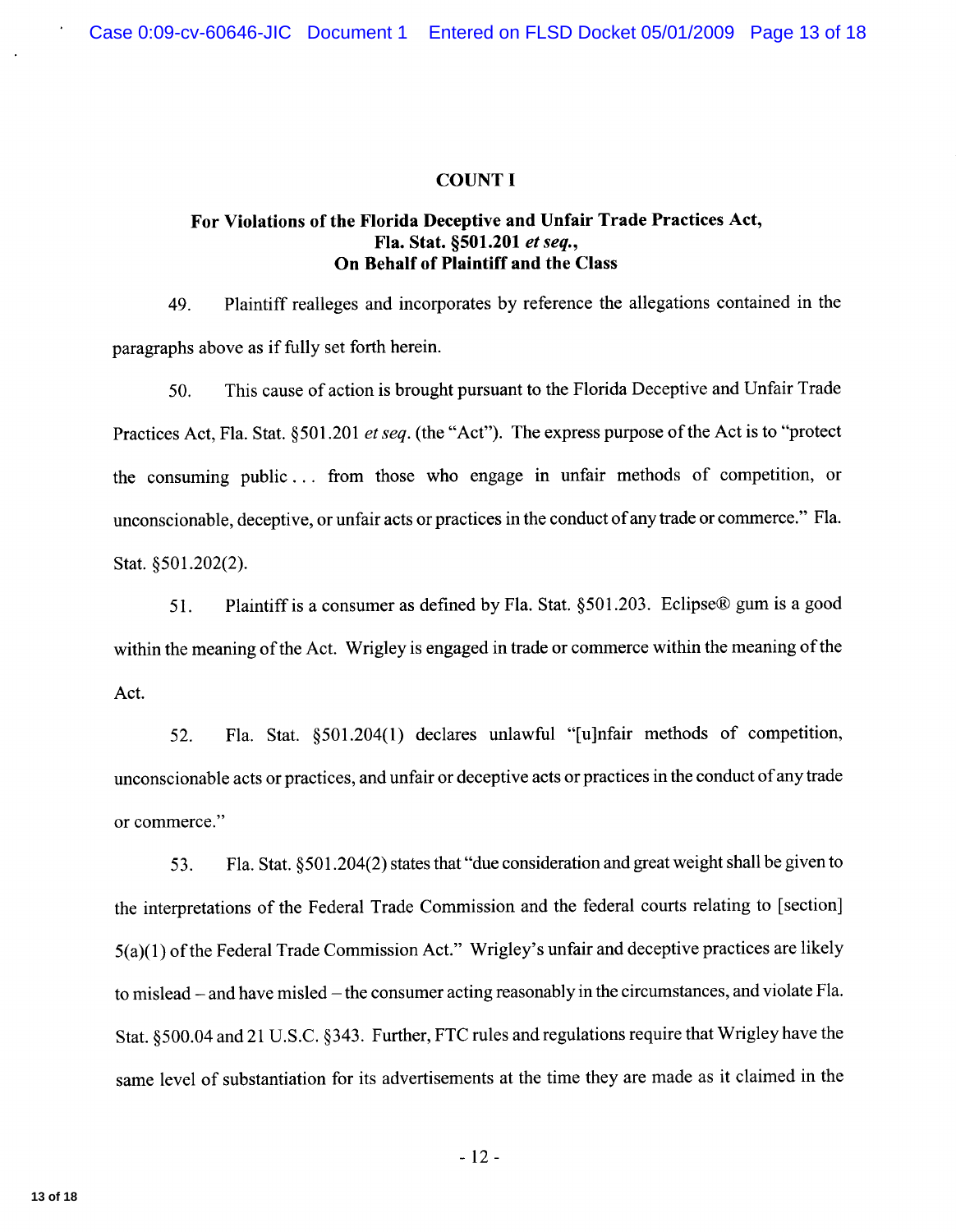## COUNT I

### For Violations of the Florida Deceptive and Unfair Trade Practices Act, Fla. Stat. §501.201 *et seq.*, On Behalf of Plaintiff and the Class

49. Plaintiff realleges and incorporates by reference the allegations contained in the paragraphs above as if fully set forth herein.

50. This cause of action is brought pursuant to the Florida Deceptive and Unfair Trade Practices Act, Fla. Stat. §501.201 *et seq.* (the "Act"). The express purpose of the Act is to "protect the consuming public . . . from those who engage in unfair methods of competition, or unconscionable, deceptive, or unfair acts or practices in the conduct of any trade or commerce." Fla. Stat. §501.202(2).

51. Plaintiff is a consumer as defined by Fla. Stat. §501.203. Eclipse® gum is a good within the meaning of the Act. Wrigley is engaged in trade or commerce within the meaning of the Act.

52. Fla. Stat. §501.204(1) declares unlawful "[u]nfair methods of competition, unconscionable acts or practices, and unfair or deceptive acts or practices in the conduct of any trade or commerce."

53. Fla. Stat. §501.204(2) states that "due consideration and great weight shall be given to the interpretations of the Federal Trade Commission and the federal courts relating to [section] 5(a)(1) of the Federal Trade Commission Act." Wrigley's unfair and deceptive practices are likely to mislead – and have misled – the consumer acting reasonably in the circumstances, and violate Fla. Stat. §500.04 and 21 U.S.C. §343. Further, FTC rules and regulations require that Wrigley have the same level of substantiation for its advertisements at the time they are made as it claimed in the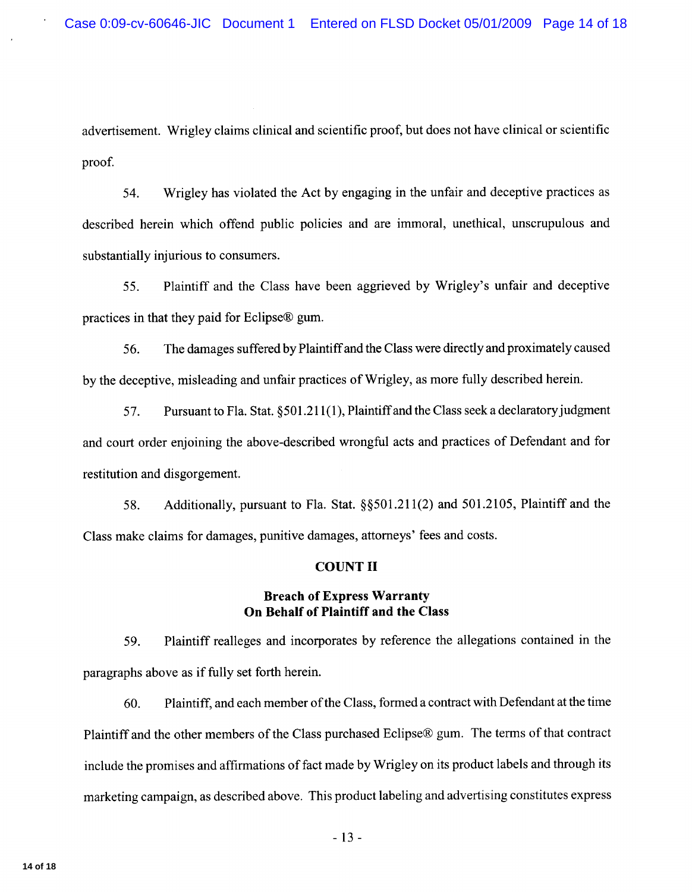advertisement. Wrigley claims clinical and scientific proof, but does not have clinical or scientific proof.

54. Wrigley has violated the Act by engaging in the unfair and deceptive practices as described herein which offend public policies and are immoral, unethical, unscrupulous and substantially injurious to consumers.

55. Plaintiff and the Class have been aggrieved by Wrigley's unfair and deceptive practices in that they paid for Eclipse® gum.

56. The damages suffered by Plaintiff and the Class were directly and proximately caused by the deceptive, misleading and unfair practices of Wrigley, as more fully described herein.

57. Pursuant to Fla. Stat. §501.211(1), Plaintiff and the Class seek a declaratory judgment and court order enjoining the above-described wrongful acts and practices of Defendant and for restitution and disgorgement.

58. Additionally, pursuant to Fla. Stat. §§501.211(2) and 501.2105, Plaintiff and the Class make claims for damages, punitive damages, attorneys' fees and costs.

## COUNT II

### Breach of Express Warranty On Behalf of Plaintiff and the Class

59. Plaintiff realleges and incorporates by reference the allegations contained in the paragraphs above as if fully set forth herein.

60. Plaintiff, and each member of the Class, formed a contract with Defendant at the time Plaintiff and the other members of the Class purchased Eclipse® gum. The terms of that contract include the promises and affirmations of fact made by Wrigley on its product labels and through its marketing campaign, as described above. This product labeling and advertising constitutes express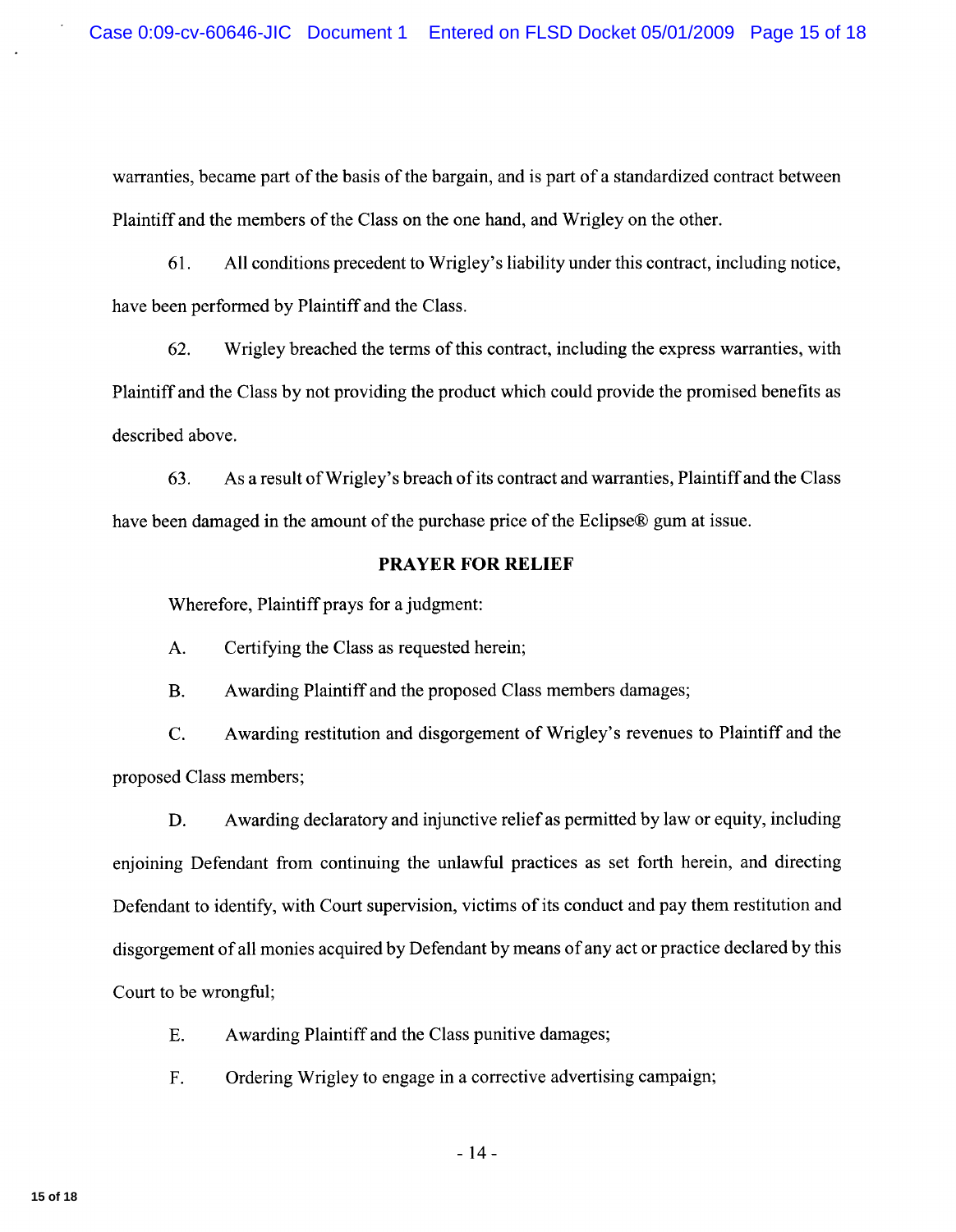warranties, became part of the basis of the bargain, and is part of a standardized contract between Plaintiff and the members of the Class on the one hand, and Wrigley on the other.

61. All conditions precedent to Wrigley's liability under this contract, including notice, have been performed by Plaintiff and the Class.

62. Wrigley breached the terms of this contract, including the express warranties, with Plaintiff and the Class by not providing the product which could provide the promised benefits as described above.

63. As a result of Wrigley's breach of its contract and warranties, Plaintiff and the Class have been damaged in the amount of the purchase price of the Eclipse® gum at issue.

**PRAYER FOR RELIEF**

Wherefore, Plaintiff prays for a judgment:

A. Certifying the Class as requested herein;

B. Awarding Plaintiff and the proposed Class members damages;

C. Awarding restitution and disgorgement of Wrigley's revenues to Plaintiff and the proposed Class members;

D. Awarding declaratory and injunctive relief as permitted by law or equity, including enjoining Defendant from continuing the unlawful practices as set forth herein, and directing Defendant to identify, with Court supervision, victims of its conduct and pay them restitution and disgorgement of all monies acquired by Defendant by means of any act or practice declared by this Court to be wrongful;

E. Awarding Plaintiff and the Class punitive damages;

F. Ordering Wrigley to engage in a corrective advertising campaign;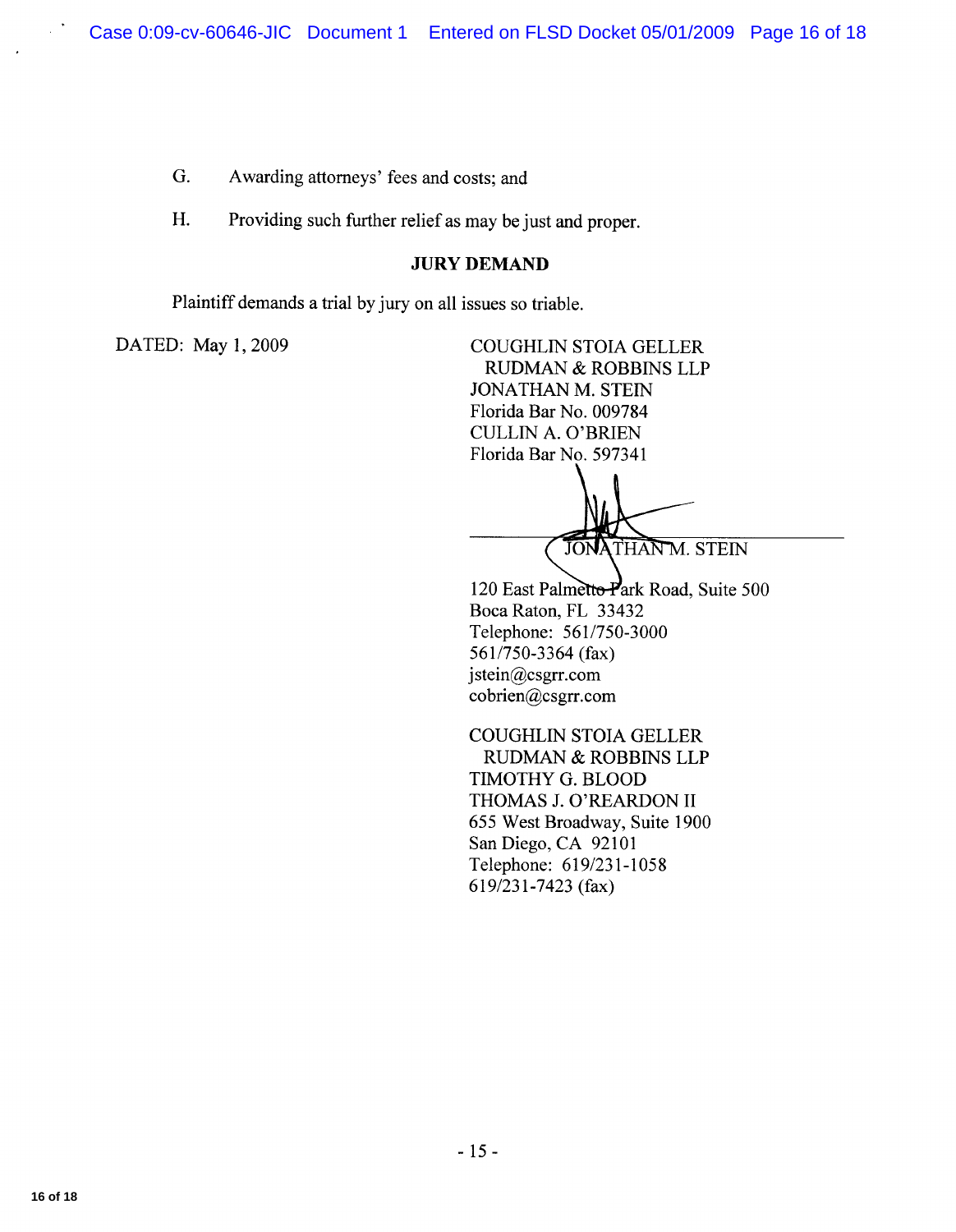G. Awarding attorneys' fees and costs; and

H. Providing such further relief as may be just and proper.

## JURY DEMAND

Plaintiff demands a trial by jury on all issues so triable.

DATED: May 1, 2009

COUGHLIN STOIA GELLER
RUDMAN & ROBBINS LLP
JONATHAN M. STEIN
Florida Bar No. 009784
CULLIN A. O'BRIEN
Florida Bar No. 597341

JONATHAN M. STEIN

120 East Palmetto Park Road, Suite 500
Boca Raton, FL 33432
Telephone: 561/750-3000
561/750-3364 (fax)
jstein@csgrr.com
cobrien@csgrr.com

COUGHLIN STOIA GELLER
RUDMAN & ROBBINS LLP
TIMOTHY G. BLOOD
THOMAS J. O'REARDON II
655 West Broadway, Suite 1900
San Diego, CA 92101
Telephone: 619/231-1058
619/231-7423 (fax)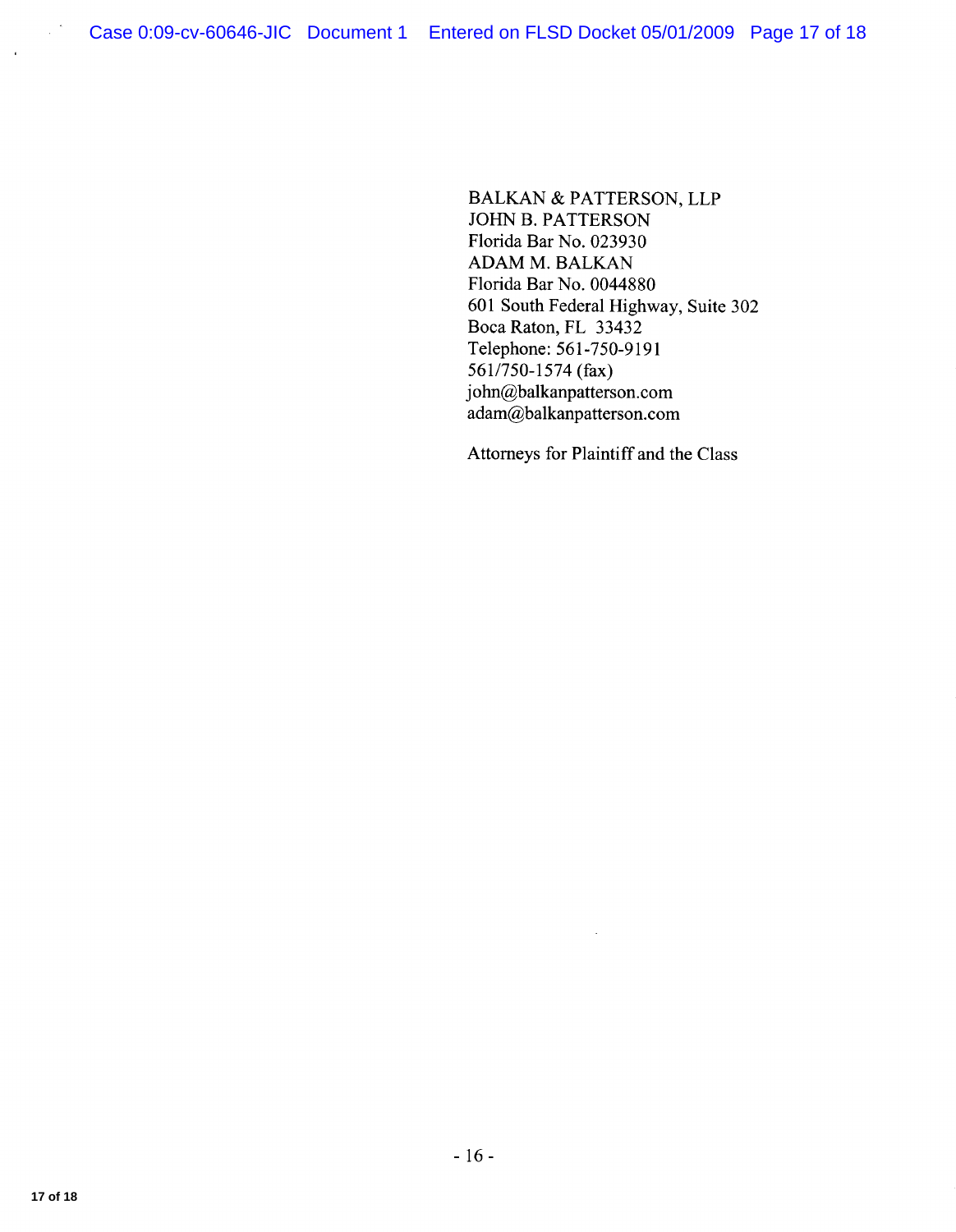BALKAN & PATTERSON, LLP
JOHN B. PATTERSON
Florida Bar No. 023930
ADAM M. BALKAN
Florida Bar No. 0044880
601 South Federal Highway, Suite 302
Boca Raton, FL 33432
Telephone: 561-750-9191
561/750-1574 (fax)
john@balkanpatterson.com
adam@balkanpatterson.com

Attorneys for Plaintiff and the Class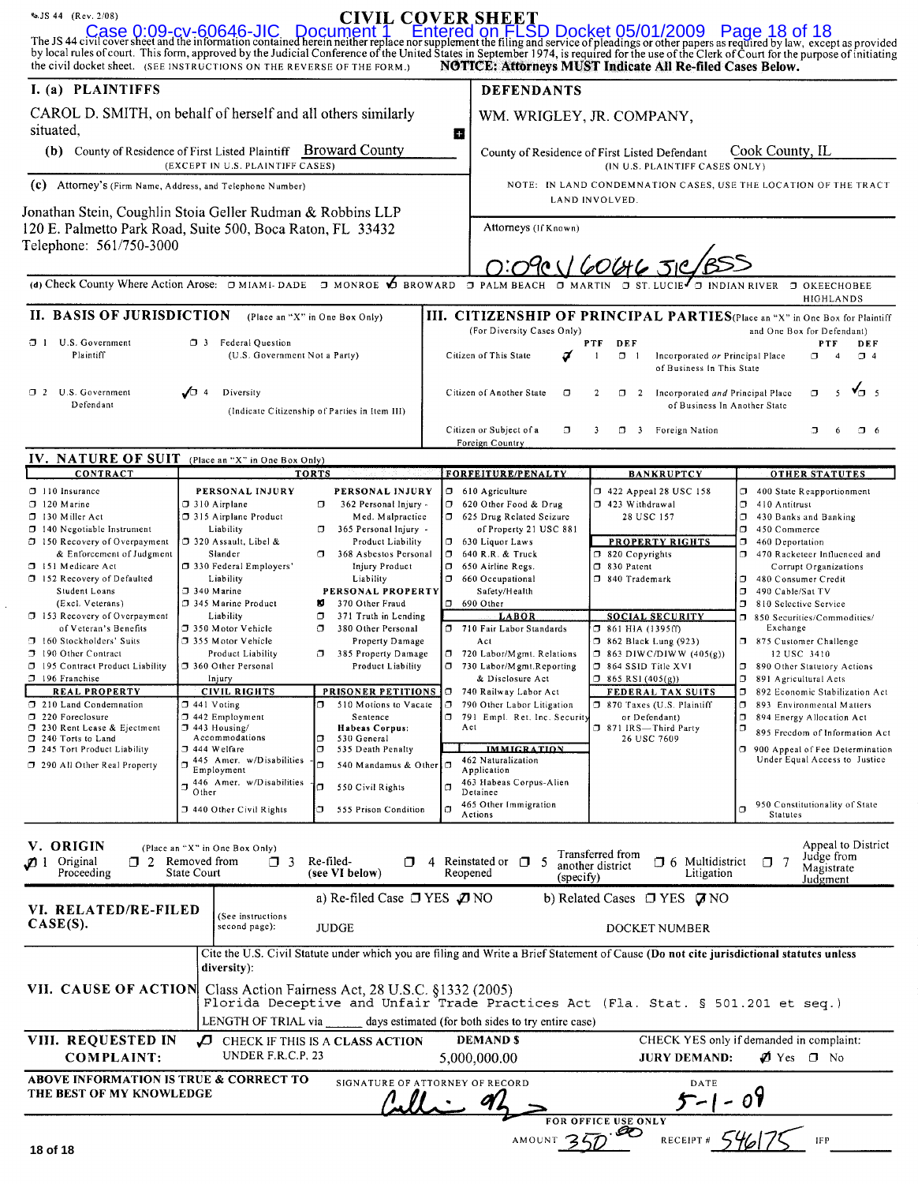JS 44 (Rev. 2/08)

# CIVIL COVER SHEET

Case 0:09-cv-60646-JIC Document 1 Entered on FLSD Docket 05/01/2009 Page 18 of 18

The JS 44 civil cover sheet and the information contained herein neither replace nor supplement the filing and service of pleadings or other papers as required by law, except as provided by local rules of court. This form, approved by the Judicial Conference of the United States in September 1974, is required for the use of the Clerk of Court for the purpose of initiating the civil docket sheet. (SEE INSTRUCTIONS ON THE REVERSE OF THE FORM.) **NOTICE: Attorneys MUST Indicate All Re-filed Cases Below.**

## I. (a) PLAINTIFFS

CAROL D. SMITH, on behalf of herself and all others similarly situated,

(b) County of Residence of First Listed Plaintiff: Broward County
(EXCEPT IN U.S. PLAINTIFF CASES)

(c) Attorney's (Firm Name, Address, and Telephone Number)

Jonathan Stein, Coughlin Stoia Geller Rudman & Robbins LLP
120 E. Palmetto Park Road, Suite 500, Boca Raton, FL 33432
Telephone: 561/750-3000

## DEFENDANTS

WM. WRIGLEY, JR. COMPANY,

County of Residence of First Listed Defendant: Cook County, IL
(IN U.S. PLAINTIFF CASES ONLY)

NOTE: IN LAND CONDEMNATION CASES, USE THE LOCATION OF THE TRACT LAND INVOLVED.

Attorneys (If Known)

0:09cv 60646 JIC/BSS

(d) Check County Where Action Arose: ☐ MIAMI-DADE ☐ MONROE ☑ BROWARD ☐ PALM BEACH ☐ MARTIN ☐ ST. LUCIE ☐ INDIAN RIVER ☐ OKEECHOBEE HIGHLANDS

## II. BASIS OF JURISDICTION (Place an "X" in One Box Only)

☐ 1 U.S. Government Plaintiff
☐ 3 Federal Question (U.S. Government Not a Party)
☐ 2 U.S. Government Defendant
☑ 4 Diversity (Indicate Citizenship of Parties in Item III)

## III. CITIZENSHIP OF PRINCIPAL PARTIES (Place an "X" in One Box for Plaintiff and One Box for Defendant) (For Diversity Cases Only)

| | PTF | DEF | | PTF | DEF |
|---|---|---|---|---|---|
| Citizen of This State | ☑ 1 | ☐ 1 | Incorporated or Principal Place of Business In This State | ☐ 4 | ☐ 4 |
| Citizen of Another State | ☐ 2 | ☐ 2 | Incorporated and Principal Place of Business In Another State | ☐ 5 | ☑ 5 |
| Citizen or Subject of a Foreign Country | ☐ 3 | ☐ 3 | Foreign Nation | ☐ 6 | ☐ 6 |

## IV. NATURE OF SUIT (Place an "X" in One Box Only)

**CONTRACT**
☐ 110 Insurance
☐ 120 Marine
☐ 130 Miller Act
☐ 140 Negotiable Instrument
☐ 150 Recovery of Overpayment & Enforcement of Judgment
☐ 151 Medicare Act
☐ 152 Recovery of Defaulted Student Loans (Excl. Veterans)
☐ 153 Recovery of Overpayment of Veteran's Benefits
☐ 160 Stockholders' Suits
☐ 190 Other Contract
☐ 195 Contract Product Liability
☐ 196 Franchise

**REAL PROPERTY**
☐ 210 Land Condemnation
☐ 220 Foreclosure
☐ 230 Rent Lease & Ejectment
☐ 240 Torts to Land
☐ 245 Tort Product Liability
☐ 290 All Other Real Property

**TORTS**

PERSONAL INJURY
☐ 310 Airplane
☐ 315 Airplane Product Liability
☐ 320 Assault, Libel & Slander
☐ 330 Federal Employers' Liability
☐ 340 Marine
☐ 345 Marine Product Liability
☐ 350 Motor Vehicle
☐ 355 Motor Vehicle Product Liability
☐ 360 Other Personal Injury

PERSONAL INJURY
☐ 362 Personal Injury - Med. Malpractice
☐ 365 Personal Injury - Product Liability
☐ 368 Asbestos Personal Injury Product Liability

PERSONAL PROPERTY
☒ 370 Other Fraud
☐ 371 Truth in Lending
☐ 380 Other Personal Property Damage
☐ 385 Property Damage Product Liability

**CIVIL RIGHTS**
☐ 441 Voting
☐ 442 Employment
☐ 443 Housing/ Accommodations
☐ 444 Welfare
☐ 445 Amer. w/Disabilities - Employment
☐ 446 Amer. w/Disabilities - Other
☐ 440 Other Civil Rights

**PRISONER PETITIONS**
☐ 510 Motions to Vacate Sentence
Habeas Corpus:
☐ 530 General
☐ 535 Death Penalty
☐ 540 Mandamus & Other
☐ 550 Civil Rights
☐ 555 Prison Condition

**FORFEITURE/PENALTY**
☐ 610 Agriculture
☐ 620 Other Food & Drug
☐ 625 Drug Related Seizure of Property 21 USC 881
☐ 630 Liquor Laws
☐ 640 R.R. & Truck
☐ 650 Airline Regs.
☐ 660 Occupational Safety/Health
☐ 690 Other

**LABOR**
☐ 710 Fair Labor Standards Act
☐ 720 Labor/Mgmt. Relations
☐ 730 Labor/Mgmt.Reporting & Disclosure Act
☐ 740 Railway Labor Act
☐ 790 Other Labor Litigation
☐ 791 Empl. Ret. Inc. Security Act

**IMMIGRATION**
☐ 462 Naturalization Application
☐ 463 Habeas Corpus-Alien Detainee
☐ 465 Other Immigration Actions

**BANKRUPTCY**
☐ 422 Appeal 28 USC 158
☐ 423 Withdrawal 28 USC 157

**PROPERTY RIGHTS**
☐ 820 Copyrights
☐ 830 Patent
☐ 840 Trademark

**SOCIAL SECURITY**
☐ 861 HIA (1395ff)
☐ 862 Black Lung (923)
☐ 863 DIWC/DIWW (405(g))
☐ 864 SSID Title XVI
☐ 865 RSI (405(g))

**FEDERAL TAX SUITS**
☐ 870 Taxes (U.S. Plaintiff or Defendant)
☐ 871 IRS—Third Party 26 USC 7609

**OTHER STATUTES**
☐ 400 State Reapportionment
☐ 410 Antitrust
☐ 430 Banks and Banking
☐ 450 Commerce
☐ 460 Deportation
☐ 470 Racketeer Influenced and Corrupt Organizations
☐ 480 Consumer Credit
☐ 490 Cable/Sat TV
☐ 810 Selective Service
☐ 850 Securities/Commodities/ Exchange
☐ 875 Customer Challenge 12 USC 3410
☐ 890 Other Statutory Actions
☐ 891 Agricultural Acts
☐ 892 Economic Stabilization Act
☐ 893 Environmental Matters
☐ 894 Energy Allocation Act
☐ 895 Freedom of Information Act
☐ 900 Appeal of Fee Determination Under Equal Access to Justice
☐ 950 Constitutionality of State Statutes

## V. ORIGIN (Place an "X" in One Box Only)

☑ 1 Original Proceeding ☐ 2 Removed from State Court ☐ 3 Re-filed- (see VI below) ☐ 4 Reinstated or Reopened ☐ 5 Transferred from another district (specify) ☐ 6 Multidistrict Litigation ☐ 7 Appeal to District Judge from Magistrate Judgment

## VI. RELATED/RE-FILED CASE(S).

(See instructions second page):

a) Re-filed Case ☐ YES ☑ NO b) Related Cases ☐ YES ☑ NO

JUDGE DOCKET NUMBER

## VII. CAUSE OF ACTION

Cite the U.S. Civil Statute under which you are filing and Write a Brief Statement of Cause (Do not cite jurisdictional statutes unless diversity):

Class Action Fairness Act, 28 U.S.C. §1332 (2005)
Florida Deceptive and Unfair Trade Practices Act (Fla. Stat. § 501.201 et seq.)

LENGTH OF TRIAL via ______ days estimated (for both sides to try entire case)

## VIII. REQUESTED IN COMPLAINT:

☑ CHECK IF THIS IS A CLASS ACTION UNDER F.R.C.P. 23

DEMAND $ 5,000,000.00

CHECK YES only if demanded in complaint: JURY DEMAND: ☑ Yes ☐ No

ABOVE INFORMATION IS TRUE & CORRECT TO THE BEST OF MY KNOWLEDGE

SIGNATURE OF ATTORNEY OF RECORD: [signature]

DATE: 5-1-09

FOR OFFICE USE ONLY

AMOUNT 350.00 RECEIPT # 546175 IFP